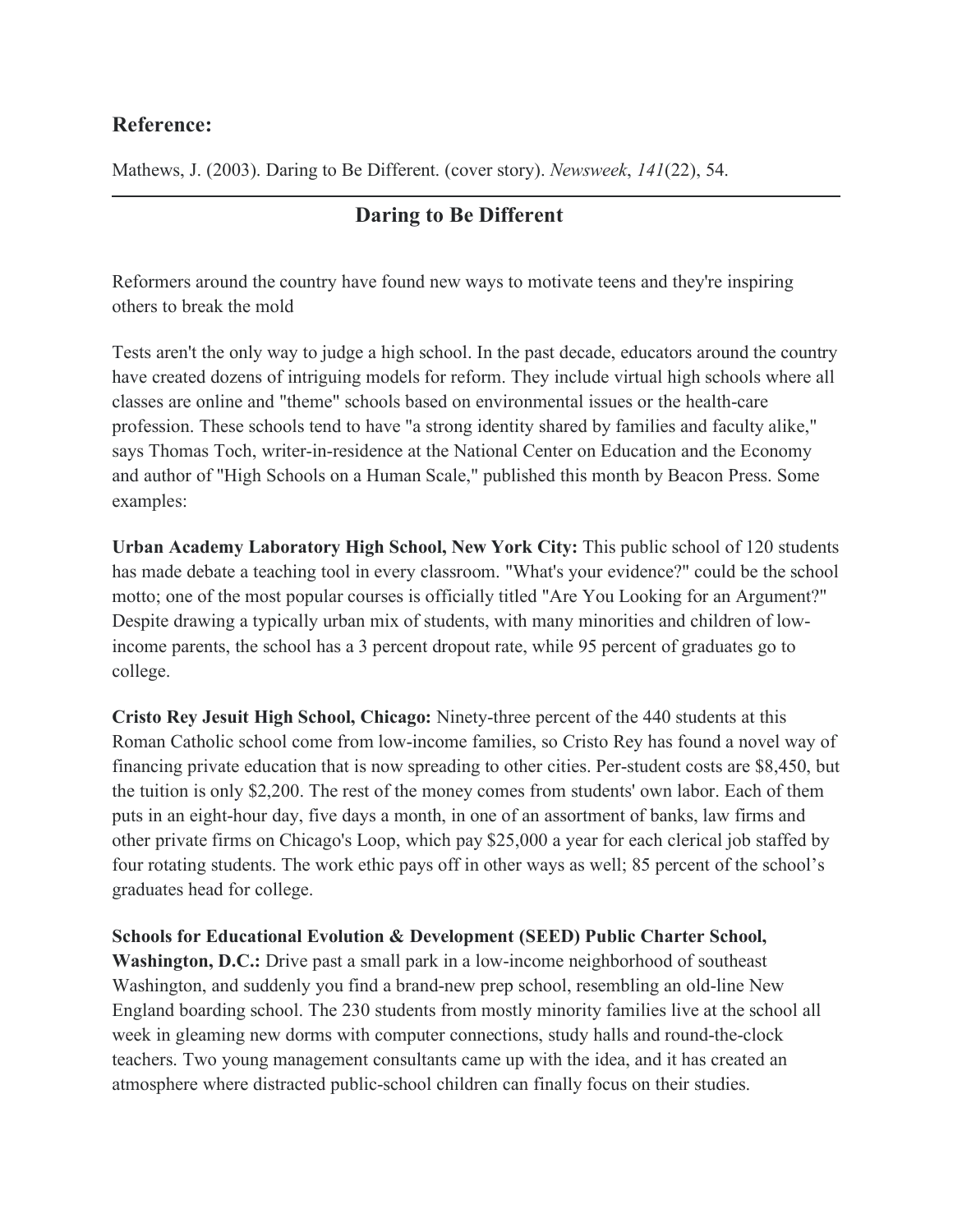## Reference:

Mathews, J. (2003). Daring to Be Different. (cover story). *Newsweek*, *141*(22), 54.

---

# Daring to Be Different

Reformers around the country have found new ways to motivate teens and they're inspiring others to break the mold

Tests aren't the only way to judge a high school. In the past decade, educators around the country have created dozens of intriguing models for reform. They include virtual high schools where all classes are online and "theme" schools based on environmental issues or the health-care profession. These schools tend to have "a strong identity shared by families and faculty alike," says Thomas Toch, writer-in-residence at the National Center on Education and the Economy and author of "High Schools on a Human Scale," published this month by Beacon Press. Some examples:

**Urban Academy Laboratory High School, New York City:** This public school of 120 students has made debate a teaching tool in every classroom. "What's your evidence?" could be the school motto; one of the most popular courses is officially titled "Are You Looking for an Argument?" Despite drawing a typically urban mix of students, with many minorities and children of low-income parents, the school has a 3 percent dropout rate, while 95 percent of graduates go to college.

**Cristo Rey Jesuit High School, Chicago:** Ninety-three percent of the 440 students at this Roman Catholic school come from low-income families, so Cristo Rey has found a novel way of financing private education that is now spreading to other cities. Per-student costs are $8,450, but the tuition is only $2,200. The rest of the money comes from students' own labor. Each of them puts in an eight-hour day, five days a month, in one of an assortment of banks, law firms and other private firms on Chicago's Loop, which pay $25,000 a year for each clerical job staffed by four rotating students. The work ethic pays off in other ways as well; 85 percent of the school's graduates head for college.

**Schools for Educational Evolution & Development (SEED) Public Charter School, Washington, D.C.:** Drive past a small park in a low-income neighborhood of southeast Washington, and suddenly you find a brand-new prep school, resembling an old-line New England boarding school. The 230 students from mostly minority families live at the school all week in gleaming new dorms with computer connections, study halls and round-the-clock teachers. Two young management consultants came up with the idea, and it has created an atmosphere where distracted public-school children can finally focus on their studies.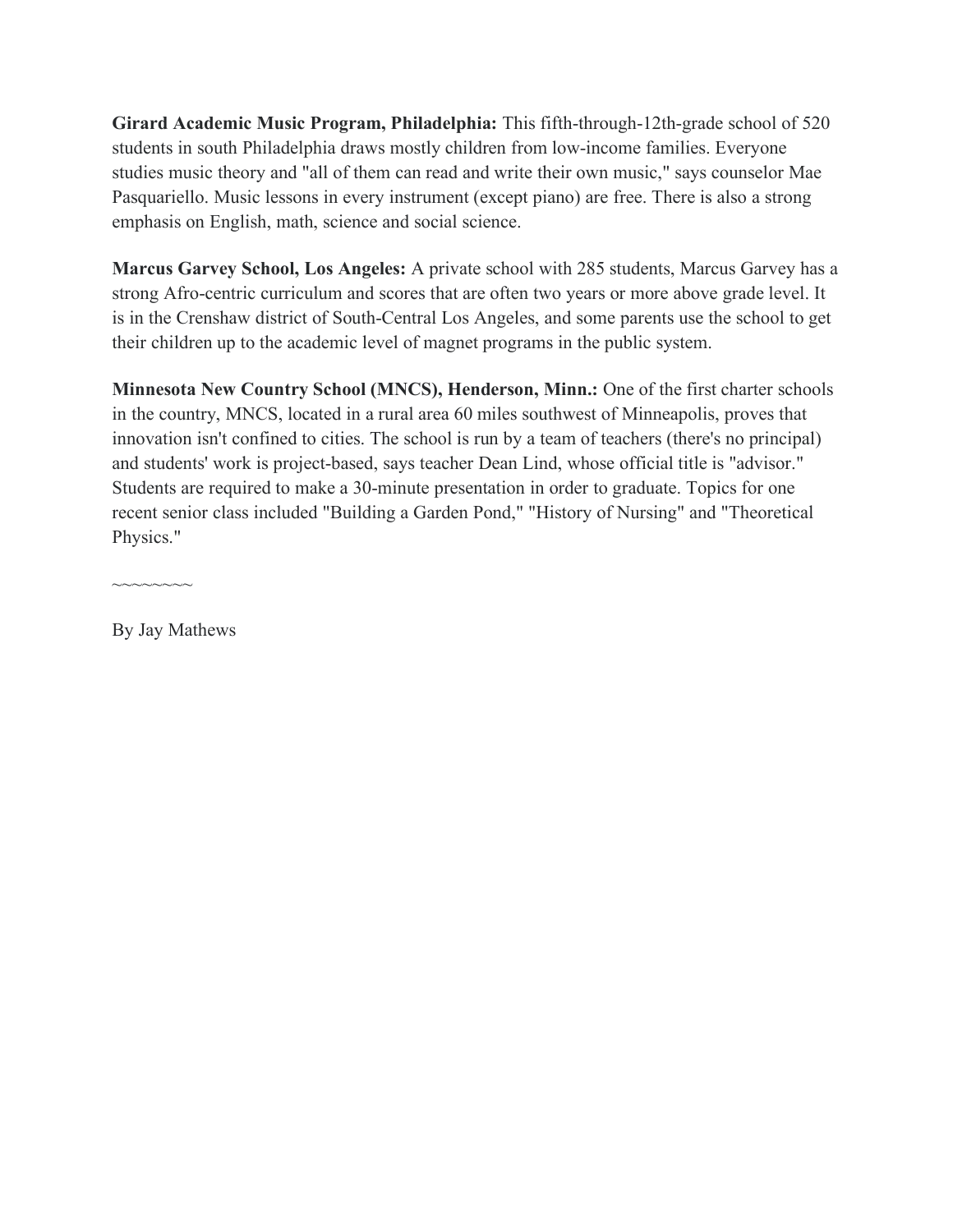**Girard Academic Music Program, Philadelphia:** This fifth-through-12th-grade school of 520 students in south Philadelphia draws mostly children from low-income families. Everyone studies music theory and "all of them can read and write their own music," says counselor Mae Pasquariello. Music lessons in every instrument (except piano) are free. There is also a strong emphasis on English, math, science and social science.

**Marcus Garvey School, Los Angeles:** A private school with 285 students, Marcus Garvey has a strong Afro-centric curriculum and scores that are often two years or more above grade level. It is in the Crenshaw district of South-Central Los Angeles, and some parents use the school to get their children up to the academic level of magnet programs in the public system.

**Minnesota New Country School (MNCS), Henderson, Minn.:** One of the first charter schools in the country, MNCS, located in a rural area 60 miles southwest of Minneapolis, proves that innovation isn't confined to cities. The school is run by a team of teachers (there's no principal) and students' work is project-based, says teacher Dean Lind, whose official title is "advisor." Students are required to make a 30-minute presentation in order to graduate. Topics for one recent senior class included "Building a Garden Pond," "History of Nursing" and "Theoretical Physics."

~~~~~~~~

By Jay Mathews